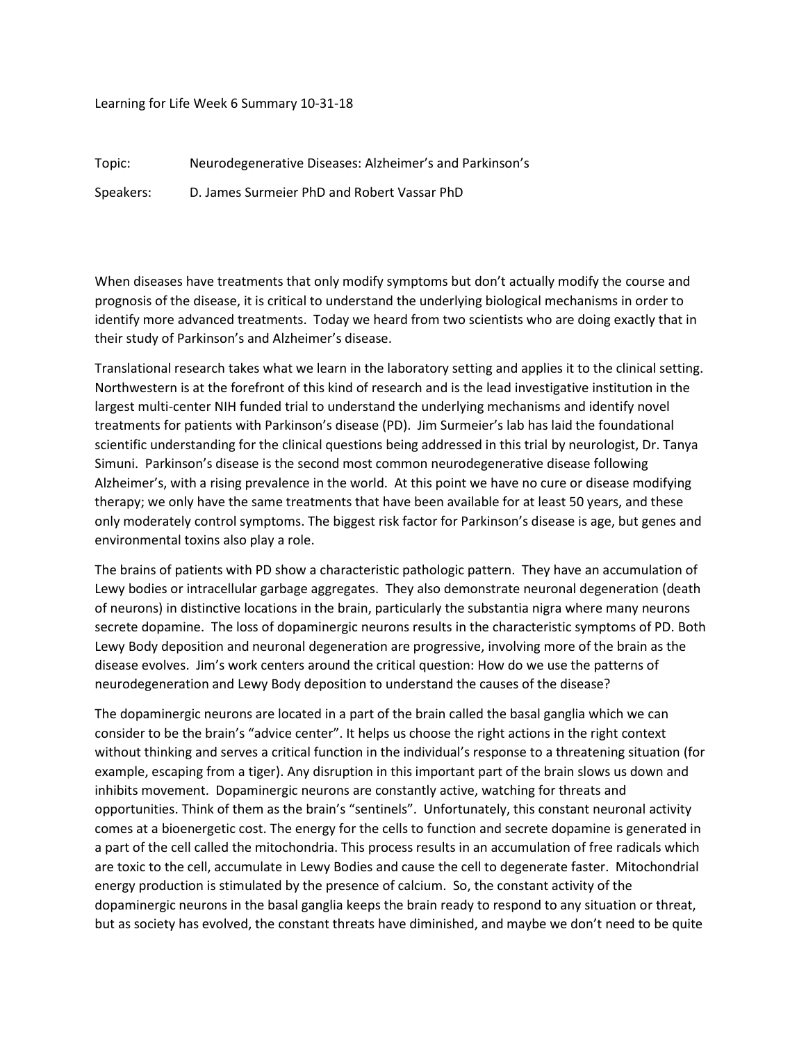Learning for Life Week 6 Summary 10-31-18

Topic: Neurodegenerative Diseases: Alzheimer's and Parkinson's

Speakers: D. James Surmeier PhD and Robert Vassar PhD

When diseases have treatments that only modify symptoms but don't actually modify the course and prognosis of the disease, it is critical to understand the underlying biological mechanisms in order to identify more advanced treatments. Today we heard from two scientists who are doing exactly that in their study of Parkinson's and Alzheimer's disease.

Translational research takes what we learn in the laboratory setting and applies it to the clinical setting. Northwestern is at the forefront of this kind of research and is the lead investigative institution in the largest multi-center NIH funded trial to understand the underlying mechanisms and identify novel treatments for patients with Parkinson's disease (PD). Jim Surmeier's lab has laid the foundational scientific understanding for the clinical questions being addressed in this trial by neurologist, Dr. Tanya Simuni. Parkinson's disease is the second most common neurodegenerative disease following Alzheimer's, with a rising prevalence in the world. At this point we have no cure or disease modifying therapy; we only have the same treatments that have been available for at least 50 years, and these only moderately control symptoms. The biggest risk factor for Parkinson's disease is age, but genes and environmental toxins also play a role.

The brains of patients with PD show a characteristic pathologic pattern. They have an accumulation of Lewy bodies or intracellular garbage aggregates. They also demonstrate neuronal degeneration (death of neurons) in distinctive locations in the brain, particularly the substantia nigra where many neurons secrete dopamine. The loss of dopaminergic neurons results in the characteristic symptoms of PD. Both Lewy Body deposition and neuronal degeneration are progressive, involving more of the brain as the disease evolves. Jim's work centers around the critical question: How do we use the patterns of neurodegeneration and Lewy Body deposition to understand the causes of the disease?

The dopaminergic neurons are located in a part of the brain called the basal ganglia which we can consider to be the brain's "advice center". It helps us choose the right actions in the right context without thinking and serves a critical function in the individual's response to a threatening situation (for example, escaping from a tiger). Any disruption in this important part of the brain slows us down and inhibits movement. Dopaminergic neurons are constantly active, watching for threats and opportunities. Think of them as the brain's "sentinels". Unfortunately, this constant neuronal activity comes at a bioenergetic cost. The energy for the cells to function and secrete dopamine is generated in a part of the cell called the mitochondria. This process results in an accumulation of free radicals which are toxic to the cell, accumulate in Lewy Bodies and cause the cell to degenerate faster. Mitochondrial energy production is stimulated by the presence of calcium. So, the constant activity of the dopaminergic neurons in the basal ganglia keeps the brain ready to respond to any situation or threat, but as society has evolved, the constant threats have diminished, and maybe we don't need to be quite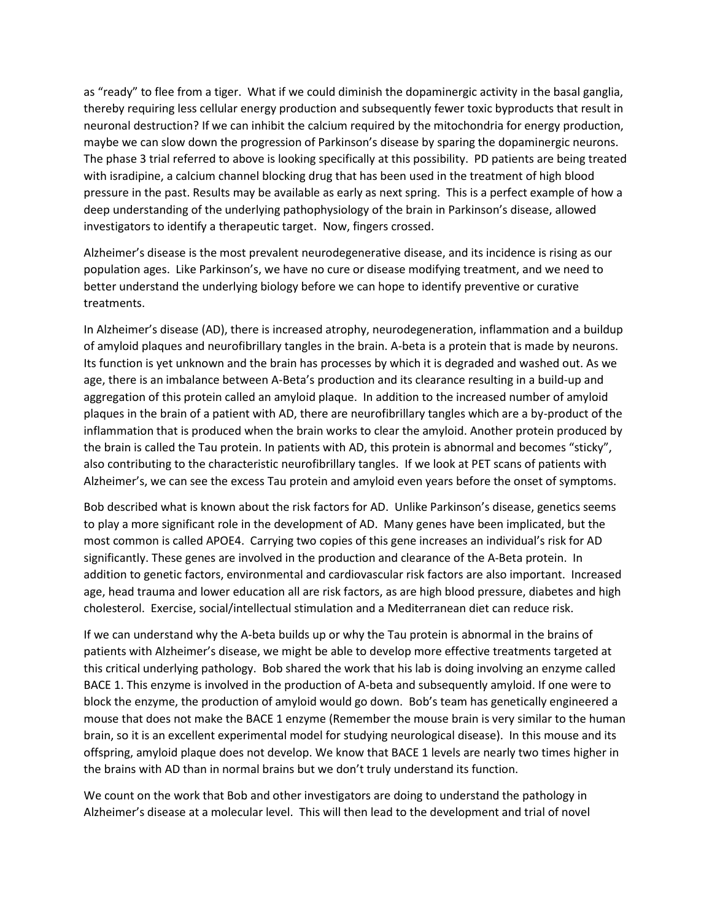as "ready" to flee from a tiger. What if we could diminish the dopaminergic activity in the basal ganglia, thereby requiring less cellular energy production and subsequently fewer toxic byproducts that result in neuronal destruction? If we can inhibit the calcium required by the mitochondria for energy production, maybe we can slow down the progression of Parkinson's disease by sparing the dopaminergic neurons. The phase 3 trial referred to above is looking specifically at this possibility. PD patients are being treated with isradipine, a calcium channel blocking drug that has been used in the treatment of high blood pressure in the past. Results may be available as early as next spring. This is a perfect example of how a deep understanding of the underlying pathophysiology of the brain in Parkinson's disease, allowed investigators to identify a therapeutic target. Now, fingers crossed.

Alzheimer's disease is the most prevalent neurodegenerative disease, and its incidence is rising as our population ages. Like Parkinson's, we have no cure or disease modifying treatment, and we need to better understand the underlying biology before we can hope to identify preventive or curative treatments.

In Alzheimer's disease (AD), there is increased atrophy, neurodegeneration, inflammation and a buildup of amyloid plaques and neurofibrillary tangles in the brain. A-beta is a protein that is made by neurons. Its function is yet unknown and the brain has processes by which it is degraded and washed out. As we age, there is an imbalance between A-Beta's production and its clearance resulting in a build-up and aggregation of this protein called an amyloid plaque. In addition to the increased number of amyloid plaques in the brain of a patient with AD, there are neurofibrillary tangles which are a by-product of the inflammation that is produced when the brain works to clear the amyloid. Another protein produced by the brain is called the Tau protein. In patients with AD, this protein is abnormal and becomes "sticky", also contributing to the characteristic neurofibrillary tangles. If we look at PET scans of patients with Alzheimer's, we can see the excess Tau protein and amyloid even years before the onset of symptoms.

Bob described what is known about the risk factors for AD. Unlike Parkinson's disease, genetics seems to play a more significant role in the development of AD. Many genes have been implicated, but the most common is called APOE4. Carrying two copies of this gene increases an individual's risk for AD significantly. These genes are involved in the production and clearance of the A-Beta protein. In addition to genetic factors, environmental and cardiovascular risk factors are also important. Increased age, head trauma and lower education all are risk factors, as are high blood pressure, diabetes and high cholesterol. Exercise, social/intellectual stimulation and a Mediterranean diet can reduce risk.

If we can understand why the A-beta builds up or why the Tau protein is abnormal in the brains of patients with Alzheimer's disease, we might be able to develop more effective treatments targeted at this critical underlying pathology. Bob shared the work that his lab is doing involving an enzyme called BACE 1. This enzyme is involved in the production of A-beta and subsequently amyloid. If one were to block the enzyme, the production of amyloid would go down. Bob's team has genetically engineered a mouse that does not make the BACE 1 enzyme (Remember the mouse brain is very similar to the human brain, so it is an excellent experimental model for studying neurological disease). In this mouse and its offspring, amyloid plaque does not develop. We know that BACE 1 levels are nearly two times higher in the brains with AD than in normal brains but we don't truly understand its function.

We count on the work that Bob and other investigators are doing to understand the pathology in Alzheimer's disease at a molecular level. This will then lead to the development and trial of novel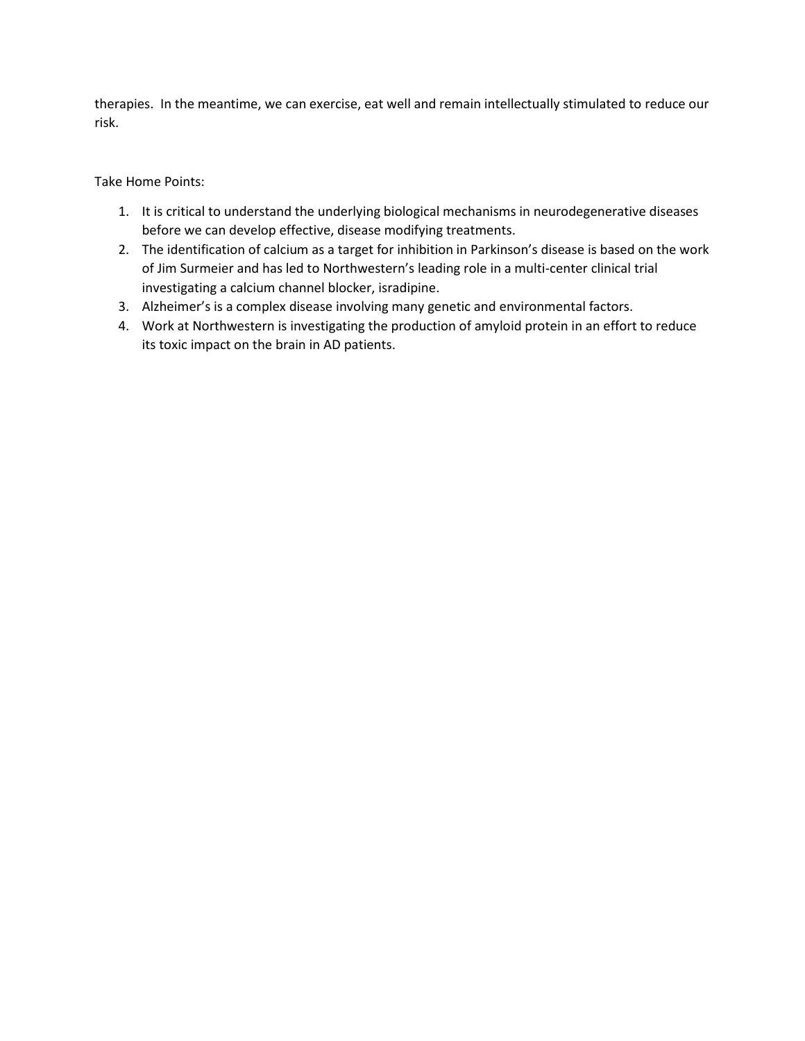therapies. In the meantime, we can exercise, eat well and remain intellectually stimulated to reduce our risk.

Take Home Points:

1. It is critical to understand the underlying biological mechanisms in neurodegenerative diseases before we can develop effective, disease modifying treatments.
2. The identification of calcium as a target for inhibition in Parkinson's disease is based on the work of Jim Surmeier and has led to Northwestern's leading role in a multi-center clinical trial investigating a calcium channel blocker, isradipine.
3. Alzheimer's is a complex disease involving many genetic and environmental factors.
4. Work at Northwestern is investigating the production of amyloid protein in an effort to reduce its toxic impact on the brain in AD patients.